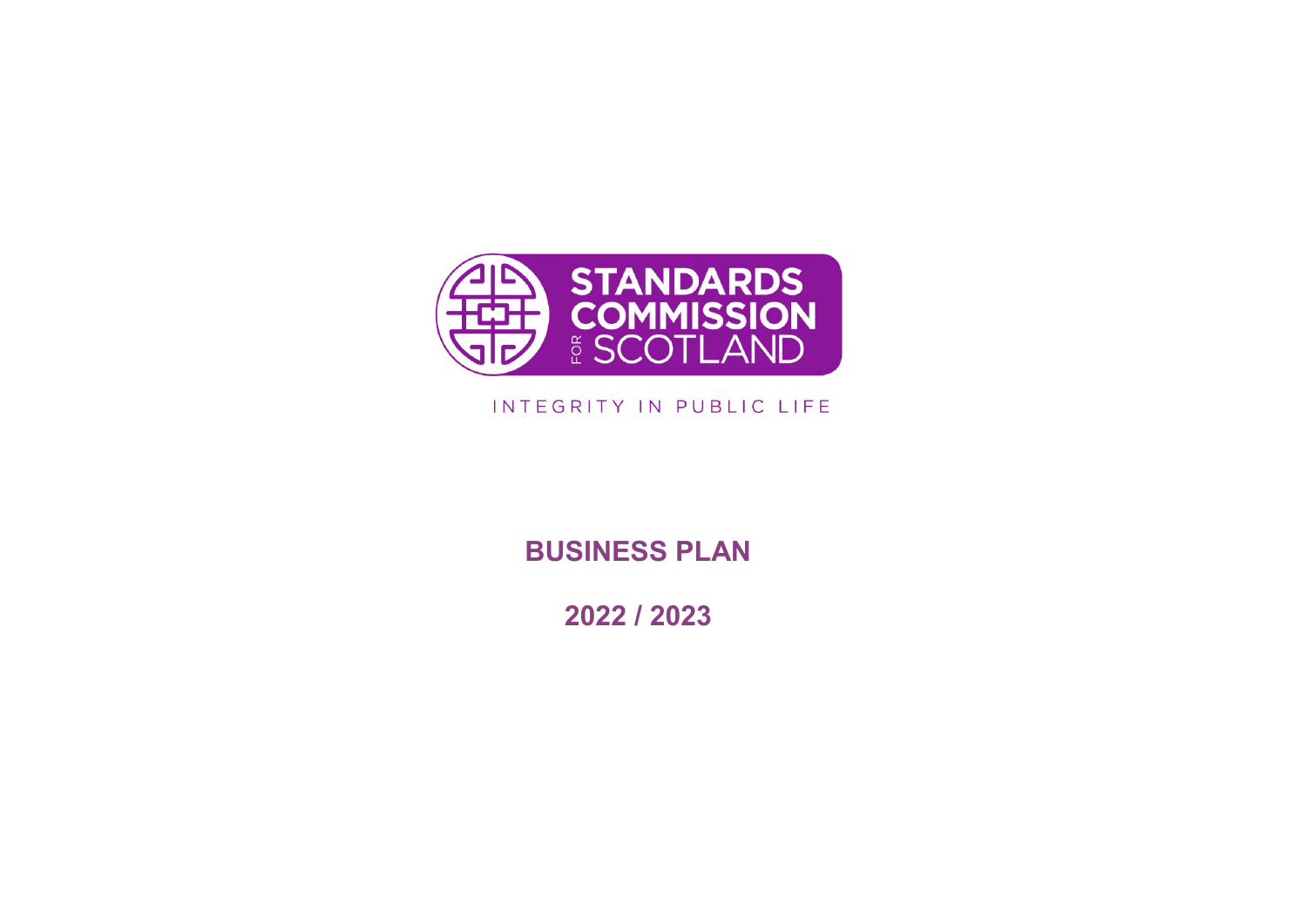STANDARDS COMMISSION FOR SCOTLAND

INTEGRITY IN PUBLIC LIFE

# BUSINESS PLAN

# 2022 / 2023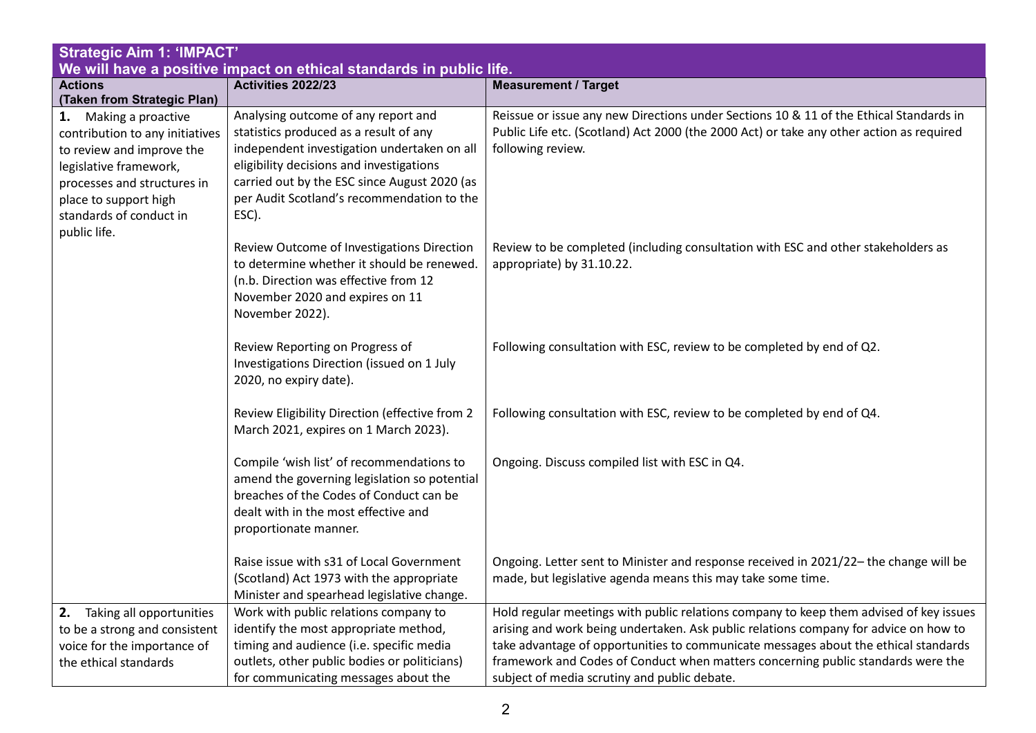**Strategic Aim 1: 'IMPACT'**
**We will have a positive impact on ethical standards in public life.**

| Actions (Taken from Strategic Plan) | Activities 2022/23 | Measurement / Target |
|---|---|---|
| **1.** Making a proactive contribution to any initiatives to review and improve the legislative framework, processes and structures in place to support high standards of conduct in public life. | Analysing outcome of any report and statistics produced as a result of any independent investigation undertaken on all eligibility decisions and investigations carried out by the ESC since August 2020 (as per Audit Scotland's recommendation to the ESC). | Reissue or issue any new Directions under Sections 10 & 11 of the Ethical Standards in Public Life etc. (Scotland) Act 2000 (the 2000 Act) or take any other action as required following review. |
| | Review Outcome of Investigations Direction to determine whether it should be renewed. (n.b. Direction was effective from 12 November 2020 and expires on 11 November 2022). | Review to be completed (including consultation with ESC and other stakeholders as appropriate) by 31.10.22. |
| | Review Reporting on Progress of Investigations Direction (issued on 1 July 2020, no expiry date). | Following consultation with ESC, review to be completed by end of Q2. |
| | Review Eligibility Direction (effective from 2 March 2021, expires on 1 March 2023). | Following consultation with ESC, review to be completed by end of Q4. |
| | Compile 'wish list' of recommendations to amend the governing legislation so potential breaches of the Codes of Conduct can be dealt with in the most effective and proportionate manner. | Ongoing. Discuss compiled list with ESC in Q4. |
| | Raise issue with s31 of Local Government (Scotland) Act 1973 with the appropriate Minister and spearhead legislative change. | Ongoing. Letter sent to Minister and response received in 2021/22– the change will be made, but legislative agenda means this may take some time. |
| **2.** Taking all opportunities to be a strong and consistent voice for the importance of the ethical standards | Work with public relations company to identify the most appropriate method, timing and audience (i.e. specific media outlets, other public bodies or politicians) for communicating messages about the | Hold regular meetings with public relations company to keep them advised of key issues arising and work being undertaken. Ask public relations company for advice on how to take advantage of opportunities to communicate messages about the ethical standards framework and Codes of Conduct when matters concerning public standards were the subject of media scrutiny and public debate. |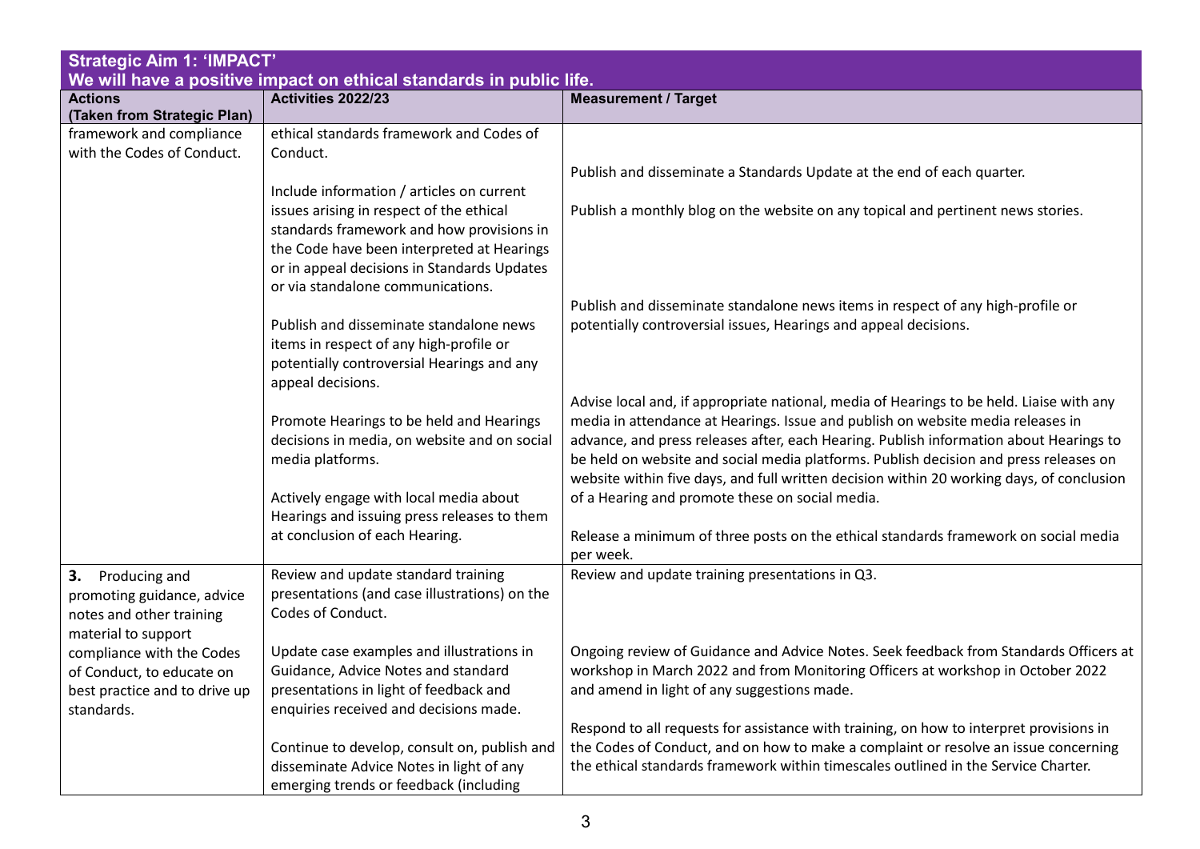## Strategic Aim 1: 'IMPACT'

**We will have a positive impact on ethical standards in public life.**

| Actions (Taken from Strategic Plan) | Activities 2022/23 | Measurement / Target |
|---|---|---|
| framework and compliance with the Codes of Conduct. | ethical standards framework and Codes of Conduct.<br><br>Include information / articles on current issues arising in respect of the ethical standards framework and how provisions in the Code have been interpreted at Hearings or in appeal decisions in Standards Updates or via standalone communications.<br><br>Publish and disseminate standalone news items in respect of any high-profile or potentially controversial Hearings and any appeal decisions.<br><br>Promote Hearings to be held and Hearings decisions in media, on website and on social media platforms.<br><br>Actively engage with local media about Hearings and issuing press releases to them at conclusion of each Hearing. | Publish and disseminate a Standards Update at the end of each quarter.<br><br>Publish a monthly blog on the website on any topical and pertinent news stories.<br><br>Publish and disseminate standalone news items in respect of any high-profile or potentially controversial issues, Hearings and appeal decisions.<br><br>Advise local and, if appropriate national, media of Hearings to be held. Liaise with any media in attendance at Hearings. Issue and publish on website media releases in advance, and press releases after, each Hearing. Publish information about Hearings to be held on website and social media platforms. Publish decision and press releases on website within five days, and full written decision within 20 working days, of conclusion of a Hearing and promote these on social media.<br><br>Release a minimum of three posts on the ethical standards framework on social media per week. |
| **3.** Producing and promoting guidance, advice notes and other training material to support compliance with the Codes of Conduct, to educate on best practice and to drive up standards. | Review and update standard training presentations (and case illustrations) on the Codes of Conduct.<br><br>Update case examples and illustrations in Guidance, Advice Notes and standard presentations in light of feedback and enquiries received and decisions made.<br><br>Continue to develop, consult on, publish and disseminate Advice Notes in light of any emerging trends or feedback (including | Review and update training presentations in Q3.<br><br>Ongoing review of Guidance and Advice Notes. Seek feedback from Standards Officers at workshop in March 2022 and from Monitoring Officers at workshop in October 2022 and amend in light of any suggestions made.<br><br>Respond to all requests for assistance with training, on how to interpret provisions in the Codes of Conduct, and on how to make a complaint or resolve an issue concerning the ethical standards framework within timescales outlined in the Service Charter. |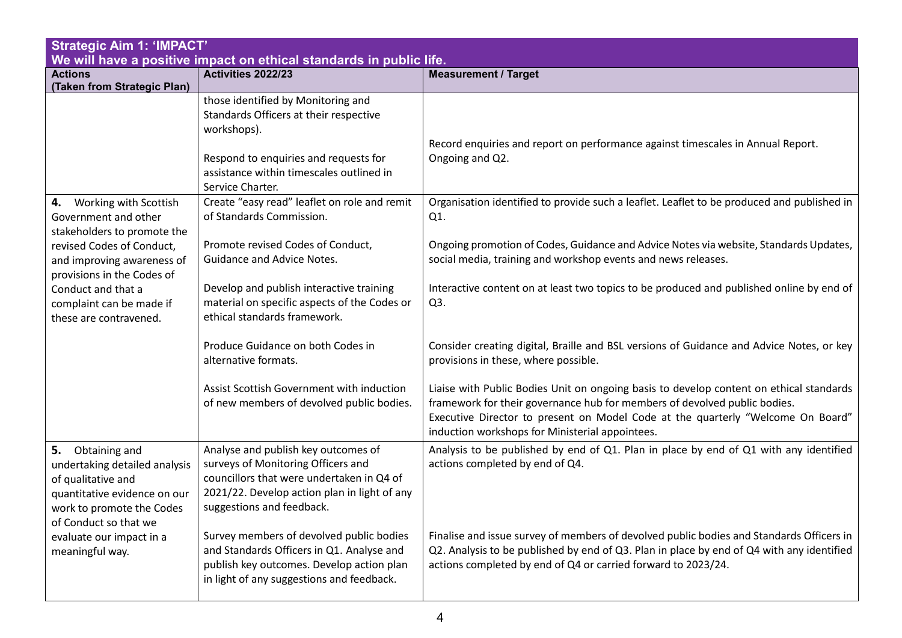| **Strategic Aim 1: 'IMPACT'**<br>**We will have a positive impact on ethical standards in public life.** | | |
|---|---|---|
| **Actions (Taken from Strategic Plan)** | **Activities 2022/23** | **Measurement / Target** |
| | those identified by Monitoring and Standards Officers at their respective workshops).<br><br>Respond to enquiries and requests for assistance within timescales outlined in Service Charter. | Record enquiries and report on performance against timescales in Annual Report. Ongoing and Q2. |
| **4.** Working with Scottish Government and other stakeholders to promote the revised Codes of Conduct, and improving awareness of provisions in the Codes of Conduct and that a complaint can be made if these are contravened. | Create "easy read" leaflet on role and remit of Standards Commission. | Organisation identified to provide such a leaflet. Leaflet to be produced and published in Q1. |
| | Promote revised Codes of Conduct, Guidance and Advice Notes. | Ongoing promotion of Codes, Guidance and Advice Notes via website, Standards Updates, social media, training and workshop events and news releases. |
| | Develop and publish interactive training material on specific aspects of the Codes or ethical standards framework. | Interactive content on at least two topics to be produced and published online by end of Q3. |
| | Produce Guidance on both Codes in alternative formats. | Consider creating digital, Braille and BSL versions of Guidance and Advice Notes, or key provisions in these, where possible. |
| | Assist Scottish Government with induction of new members of devolved public bodies. | Liaise with Public Bodies Unit on ongoing basis to develop content on ethical standards framework for their governance hub for members of devolved public bodies.<br>Executive Director to present on Model Code at the quarterly "Welcome On Board" induction workshops for Ministerial appointees. |
| **5.** Obtaining and undertaking detailed analysis of qualitative and quantitative evidence on our work to promote the Codes of Conduct so that we evaluate our impact in a meaningful way. | Analyse and publish key outcomes of surveys of Monitoring Officers and councillors that were undertaken in Q4 of 2021/22. Develop action plan in light of any suggestions and feedback. | Analysis to be published by end of Q1. Plan in place by end of Q1 with any identified actions completed by end of Q4. |
| | Survey members of devolved public bodies and Standards Officers in Q1. Analyse and publish key outcomes. Develop action plan in light of any suggestions and feedback. | Finalise and issue survey of members of devolved public bodies and Standards Officers in Q2. Analysis to be published by end of Q3. Plan in place by end of Q4 with any identified actions completed by end of Q4 or carried forward to 2023/24. |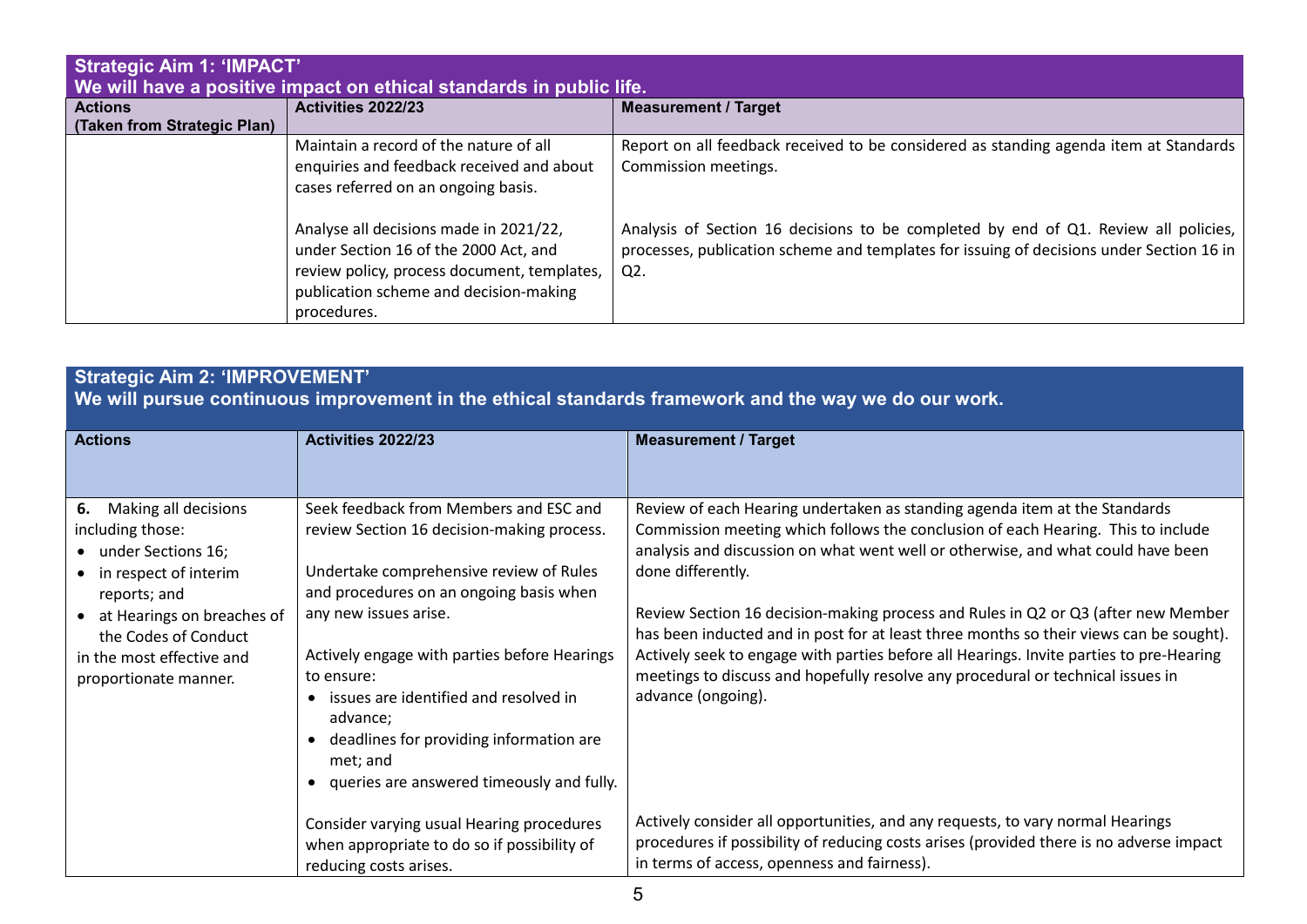## Strategic Aim 1: 'IMPACT'
**We will have a positive impact on ethical standards in public life.**

| Actions (Taken from Strategic Plan) | Activities 2022/23 | Measurement / Target |
|---|---|---|
| | Maintain a record of the nature of all enquiries and feedback received and about cases referred on an ongoing basis. | Report on all feedback received to be considered as standing agenda item at Standards Commission meetings. |
| | Analyse all decisions made in 2021/22, under Section 16 of the 2000 Act, and review policy, process document, templates, publication scheme and decision-making procedures. | Analysis of Section 16 decisions to be completed by end of Q1. Review all policies, processes, publication scheme and templates for issuing of decisions under Section 16 in Q2. |

## Strategic Aim 2: 'IMPROVEMENT'
**We will pursue continuous improvement in the ethical standards framework and the way we do our work.**

| Actions | Activities 2022/23 | Measurement / Target |
|---|---|---|
| **6.** Making all decisions including those:<br>• under Sections 16;<br>• in respect of interim reports; and<br>• at Hearings on breaches of the Codes of Conduct<br>in the most effective and proportionate manner. | Seek feedback from Members and ESC and review Section 16 decision-making process. | Review of each Hearing undertaken as standing agenda item at the Standards Commission meeting which follows the conclusion of each Hearing. This to include analysis and discussion on what went well or otherwise, and what could have been done differently. |
| | Undertake comprehensive review of Rules and procedures on an ongoing basis when any new issues arise. | Review Section 16 decision-making process and Rules in Q2 or Q3 (after new Member has been inducted and in post for at least three months so their views can be sought). |
| | Actively engage with parties before Hearings to ensure:<br>• issues are identified and resolved in advance;<br>• deadlines for providing information are met; and<br>• queries are answered timeously and fully. | Actively seek to engage with parties before all Hearings. Invite parties to pre-Hearing meetings to discuss and hopefully resolve any procedural or technical issues in advance (ongoing). |
| | Consider varying usual Hearing procedures when appropriate to do so if possibility of reducing costs arises. | Actively consider all opportunities, and any requests, to vary normal Hearings procedures if possibility of reducing costs arises (provided there is no adverse impact in terms of access, openness and fairness). |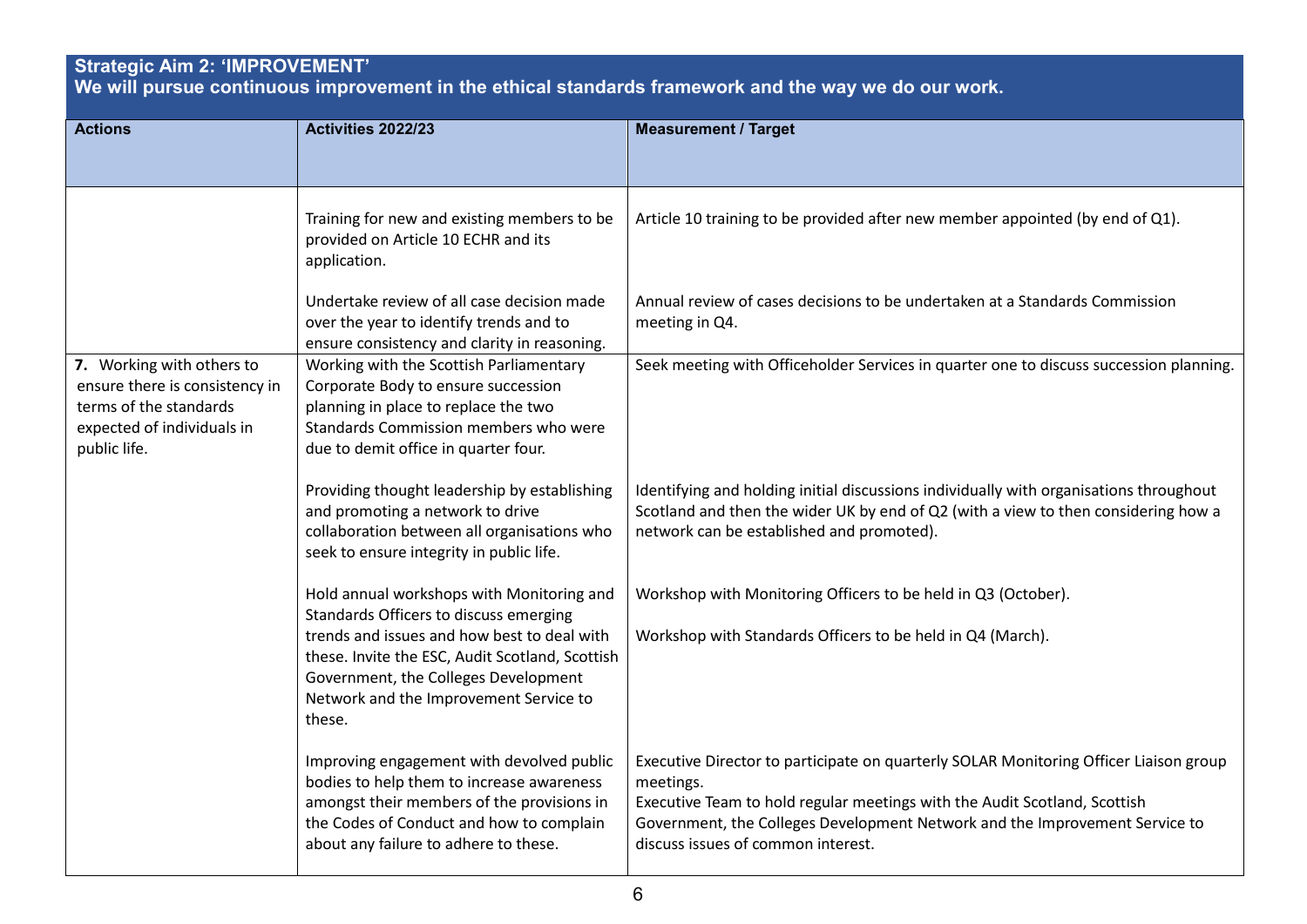| **Strategic Aim 2: 'IMPROVEMENT'**<br>**We will pursue continuous improvement in the ethical standards framework and the way we do our work.** | | |
|---|---|---|
| **Actions** | **Activities 2022/23** | **Measurement / Target** |
| | Training for new and existing members to be provided on Article 10 ECHR and its application. | Article 10 training to be provided after new member appointed (by end of Q1). |
| | Undertake review of all case decision made over the year to identify trends and to ensure consistency and clarity in reasoning. | Annual review of cases decisions to be undertaken at a Standards Commission meeting in Q4. |
| **7.** Working with others to ensure there is consistency in terms of the standards expected of individuals in public life. | Working with the Scottish Parliamentary Corporate Body to ensure succession planning in place to replace the two Standards Commission members who were due to demit office in quarter four. | Seek meeting with Officeholder Services in quarter one to discuss succession planning. |
| | Providing thought leadership by establishing and promoting a network to drive collaboration between all organisations who seek to ensure integrity in public life. | Identifying and holding initial discussions individually with organisations throughout Scotland and then the wider UK by end of Q2 (with a view to then considering how a network can be established and promoted). |
| | Hold annual workshops with Monitoring and Standards Officers to discuss emerging trends and issues and how best to deal with these. Invite the ESC, Audit Scotland, Scottish Government, the Colleges Development Network and the Improvement Service to these. | Workshop with Monitoring Officers to be held in Q3 (October).<br><br>Workshop with Standards Officers to be held in Q4 (March). |
| | Improving engagement with devolved public bodies to help them to increase awareness amongst their members of the provisions in the Codes of Conduct and how to complain about any failure to adhere to these. | Executive Director to participate on quarterly SOLAR Monitoring Officer Liaison group meetings.<br>Executive Team to hold regular meetings with the Audit Scotland, Scottish Government, the Colleges Development Network and the Improvement Service to discuss issues of common interest. |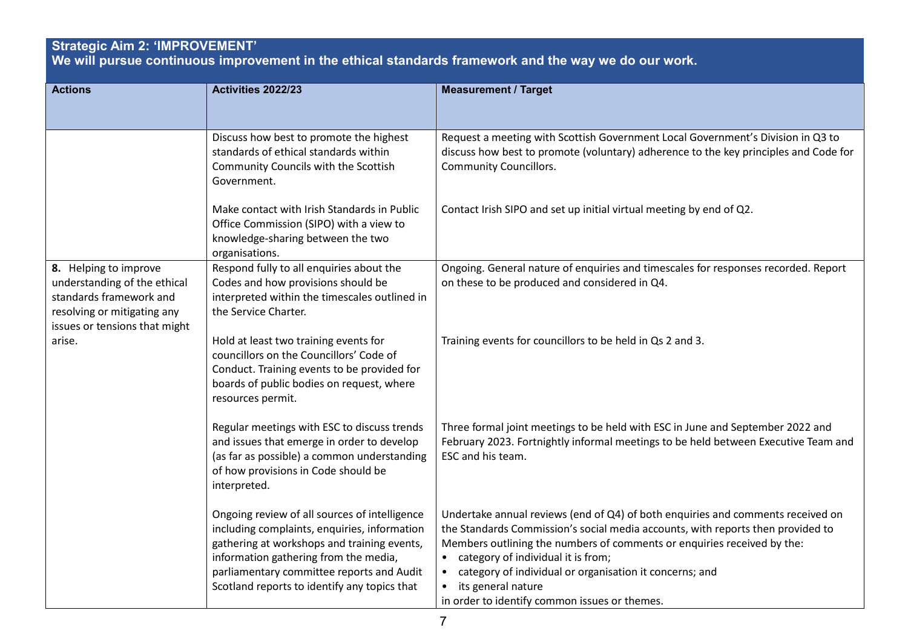## Strategic Aim 2: 'IMPROVEMENT'

**We will pursue continuous improvement in the ethical standards framework and the way we do our work.**

| Actions | Activities 2022/23 | Measurement / Target |
|---|---|---|
| | Discuss how best to promote the highest standards of ethical standards within Community Councils with the Scottish Government. | Request a meeting with Scottish Government Local Government's Division in Q3 to discuss how best to promote (voluntary) adherence to the key principles and Code for Community Councillors. |
| | Make contact with Irish Standards in Public Office Commission (SIPO) with a view to knowledge-sharing between the two organisations. | Contact Irish SIPO and set up initial virtual meeting by end of Q2. |
| **8.** Helping to improve understanding of the ethical standards framework and resolving or mitigating any issues or tensions that might arise. | Respond fully to all enquiries about the Codes and how provisions should be interpreted within the timescales outlined in the Service Charter. | Ongoing. General nature of enquiries and timescales for responses recorded. Report on these to be produced and considered in Q4. |
| | Hold at least two training events for councillors on the Councillors' Code of Conduct. Training events to be provided for boards of public bodies on request, where resources permit. | Training events for councillors to be held in Qs 2 and 3. |
| | Regular meetings with ESC to discuss trends and issues that emerge in order to develop (as far as possible) a common understanding of how provisions in Code should be interpreted. | Three formal joint meetings to be held with ESC in June and September 2022 and February 2023. Fortnightly informal meetings to be held between Executive Team and ESC and his team. |
| | Ongoing review of all sources of intelligence including complaints, enquiries, information gathering at workshops and training events, information gathering from the media, parliamentary committee reports and Audit Scotland reports to identify any topics that | Undertake annual reviews (end of Q4) of both enquiries and comments received on the Standards Commission's social media accounts, with reports then provided to Members outlining the numbers of comments or enquiries received by the:<br>• category of individual it is from;<br>• category of individual or organisation it concerns; and<br>• its general nature<br>in order to identify common issues or themes. |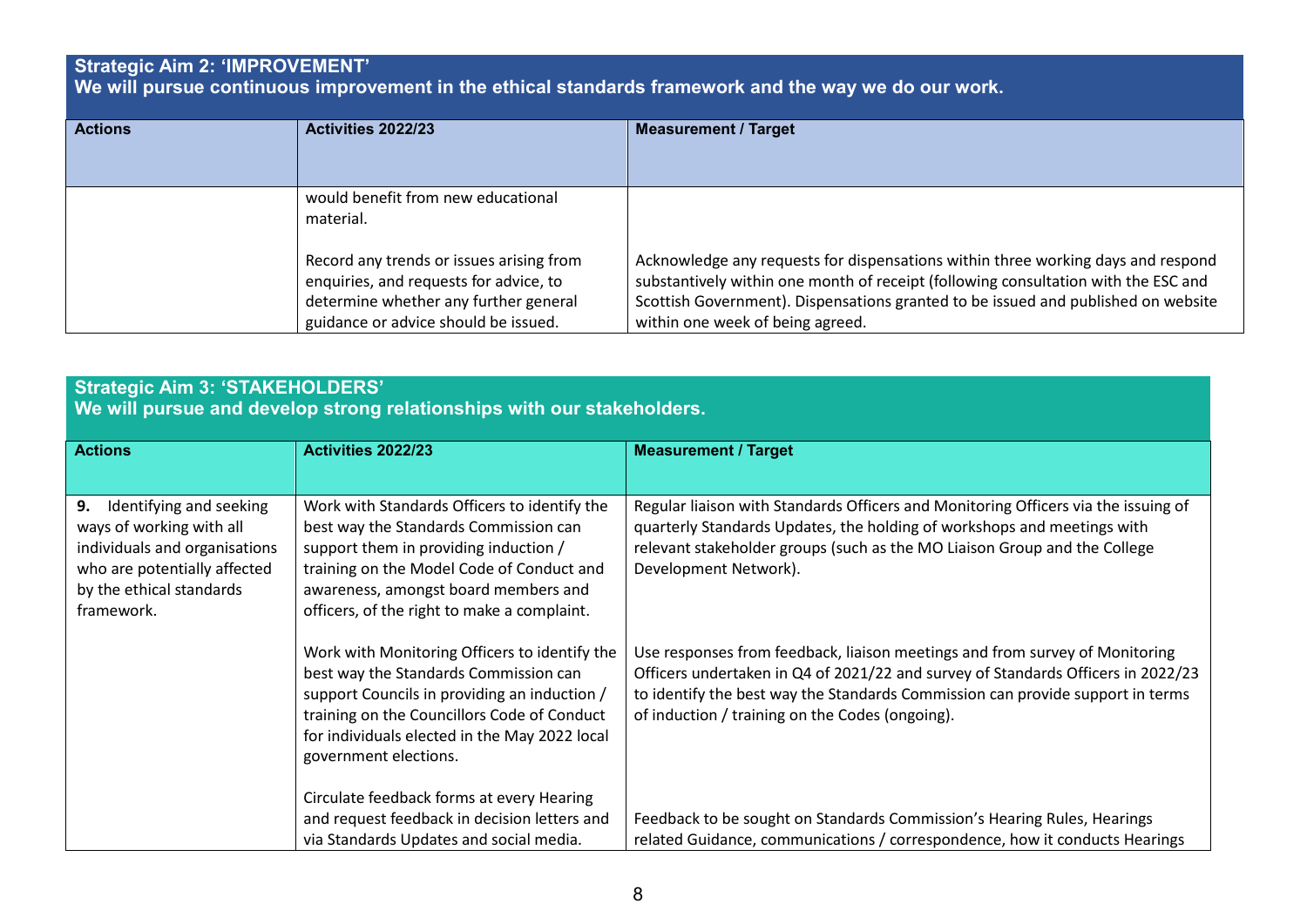## Strategic Aim 2: 'IMPROVEMENT'
**We will pursue continuous improvement in the ethical standards framework and the way we do our work.**

| Actions | Activities 2022/23 | Measurement / Target |
|---|---|---|
| | would benefit from new educational material. | |
| | Record any trends or issues arising from enquiries, and requests for advice, to determine whether any further general guidance or advice should be issued. | Acknowledge any requests for dispensations within three working days and respond substantively within one month of receipt (following consultation with the ESC and Scottish Government). Dispensations granted to be issued and published on website within one week of being agreed. |

## Strategic Aim 3: 'STAKEHOLDERS'
**We will pursue and develop strong relationships with our stakeholders.**

| Actions | Activities 2022/23 | Measurement / Target |
|---|---|---|
| **9.** Identifying and seeking ways of working with all individuals and organisations who are potentially affected by the ethical standards framework. | Work with Standards Officers to identify the best way the Standards Commission can support them in providing induction / training on the Model Code of Conduct and awareness, amongst board members and officers, of the right to make a complaint. | Regular liaison with Standards Officers and Monitoring Officers via the issuing of quarterly Standards Updates, the holding of workshops and meetings with relevant stakeholder groups (such as the MO Liaison Group and the College Development Network). |
| | Work with Monitoring Officers to identify the best way the Standards Commission can support Councils in providing an induction / training on the Councillors Code of Conduct for individuals elected in the May 2022 local government elections. | Use responses from feedback, liaison meetings and from survey of Monitoring Officers undertaken in Q4 of 2021/22 and survey of Standards Officers in 2022/23 to identify the best way the Standards Commission can provide support in terms of induction / training on the Codes (ongoing). |
| | Circulate feedback forms at every Hearing and request feedback in decision letters and via Standards Updates and social media. | Feedback to be sought on Standards Commission's Hearing Rules, Hearings related Guidance, communications / correspondence, how it conducts Hearings |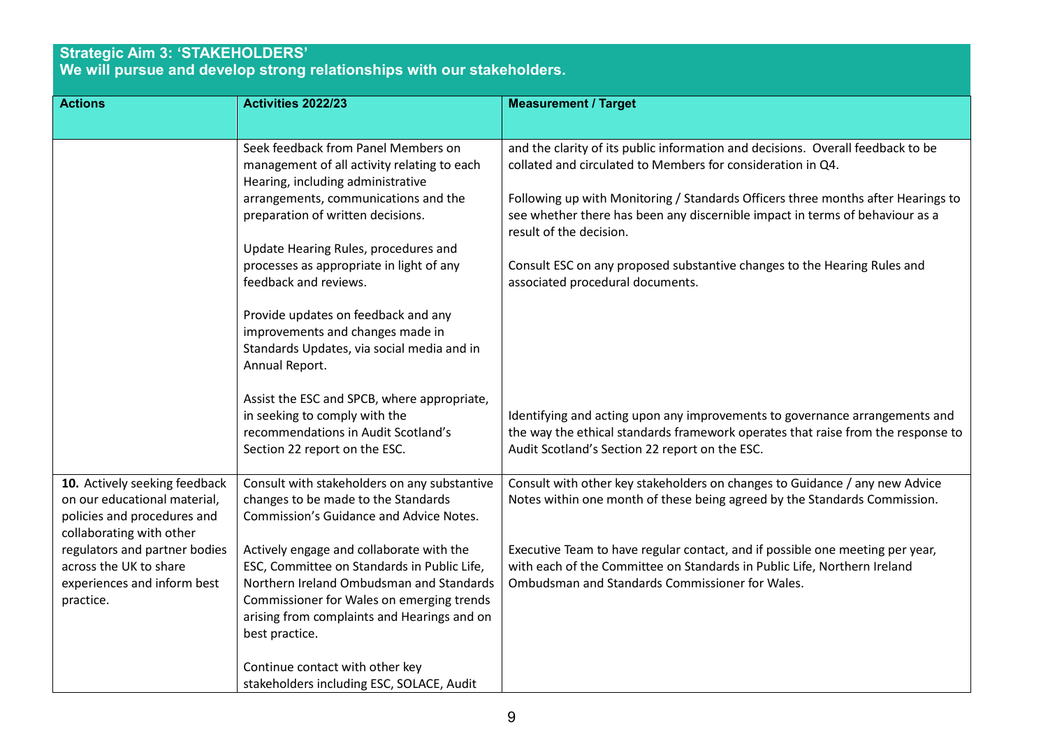**Strategic Aim 3: 'STAKEHOLDERS'**
**We will pursue and develop strong relationships with our stakeholders.**

| Actions | Activities 2022/23 | Measurement / Target |
|---|---|---|
| | Seek feedback from Panel Members on management of all activity relating to each Hearing, including administrative arrangements, communications and the preparation of written decisions.<br><br>Update Hearing Rules, procedures and processes as appropriate in light of any feedback and reviews.<br><br>Provide updates on feedback and any improvements and changes made in Standards Updates, via social media and in Annual Report.<br><br>Assist the ESC and SPCB, where appropriate, in seeking to comply with the recommendations in Audit Scotland's Section 22 report on the ESC. | and the clarity of its public information and decisions. Overall feedback to be collated and circulated to Members for consideration in Q4.<br><br>Following up with Monitoring / Standards Officers three months after Hearings to see whether there has been any discernible impact in terms of behaviour as a result of the decision.<br><br>Consult ESC on any proposed substantive changes to the Hearing Rules and associated procedural documents.<br><br>Identifying and acting upon any improvements to governance arrangements and the way the ethical standards framework operates that raise from the response to Audit Scotland's Section 22 report on the ESC. |
| **10.** Actively seeking feedback on our educational material, policies and procedures and collaborating with other regulators and partner bodies across the UK to share experiences and inform best practice. | Consult with stakeholders on any substantive changes to be made to the Standards Commission's Guidance and Advice Notes.<br><br>Actively engage and collaborate with the ESC, Committee on Standards in Public Life, Northern Ireland Ombudsman and Standards Commissioner for Wales on emerging trends arising from complaints and Hearings and on best practice.<br><br>Continue contact with other key stakeholders including ESC, SOLACE, Audit | Consult with other key stakeholders on changes to Guidance / any new Advice Notes within one month of these being agreed by the Standards Commission.<br><br>Executive Team to have regular contact, and if possible one meeting per year, with each of the Committee on Standards in Public Life, Northern Ireland Ombudsman and Standards Commissioner for Wales. |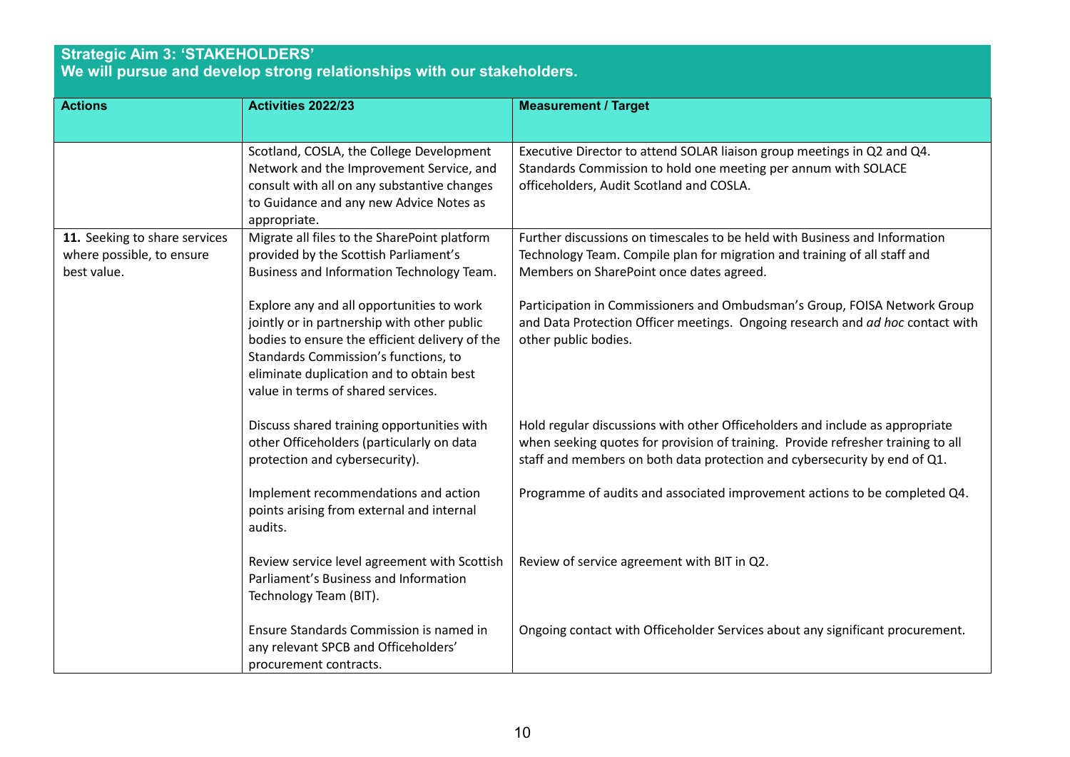**Strategic Aim 3: 'STAKEHOLDERS'**
**We will pursue and develop strong relationships with our stakeholders.**

| Actions | Activities 2022/23 | Measurement / Target |
|---|---|---|
| | Scotland, COSLA, the College Development Network and the Improvement Service, and consult with all on any substantive changes to Guidance and any new Advice Notes as appropriate. | Executive Director to attend SOLAR liaison group meetings in Q2 and Q4. Standards Commission to hold one meeting per annum with SOLACE officeholders, Audit Scotland and COSLA. |
| **11.** Seeking to share services where possible, to ensure best value. | Migrate all files to the SharePoint platform provided by the Scottish Parliament's Business and Information Technology Team. | Further discussions on timescales to be held with Business and Information Technology Team. Compile plan for migration and training of all staff and Members on SharePoint once dates agreed. |
| | Explore any and all opportunities to work jointly or in partnership with other public bodies to ensure the efficient delivery of the Standards Commission's functions, to eliminate duplication and to obtain best value in terms of shared services. | Participation in Commissioners and Ombudsman's Group, FOISA Network Group and Data Protection Officer meetings. Ongoing research and *ad hoc* contact with other public bodies. |
| | Discuss shared training opportunities with other Officeholders (particularly on data protection and cybersecurity). | Hold regular discussions with other Officeholders and include as appropriate when seeking quotes for provision of training. Provide refresher training to all staff and members on both data protection and cybersecurity by end of Q1. |
| | Implement recommendations and action points arising from external and internal audits. | Programme of audits and associated improvement actions to be completed Q4. |
| | Review service level agreement with Scottish Parliament's Business and Information Technology Team (BIT). | Review of service agreement with BIT in Q2. |
| | Ensure Standards Commission is named in any relevant SPCB and Officeholders' procurement contracts. | Ongoing contact with Officeholder Services about any significant procurement. |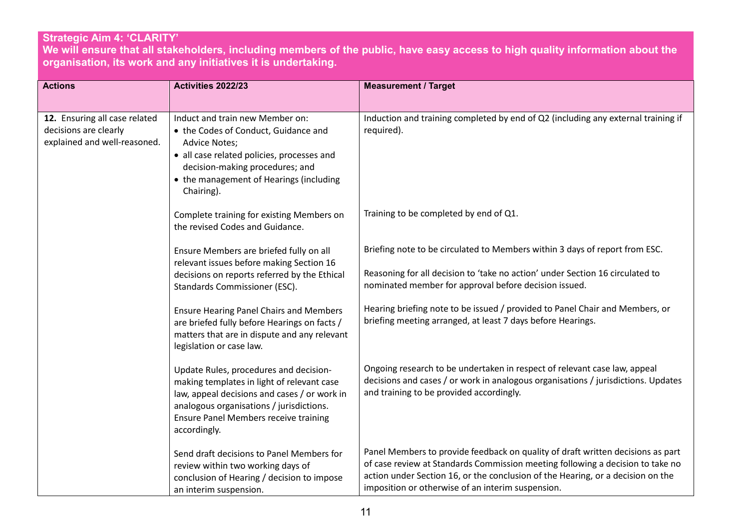**Strategic Aim 4: 'CLARITY'**
**We will ensure that all stakeholders, including members of the public, have easy access to high quality information about the organisation, its work and any initiatives it is undertaking.**

| Actions | Activities 2022/23 | Measurement / Target |
|---|---|---|
| **12.** Ensuring all case related decisions are clearly explained and well-reasoned. | Induct and train new Member on:<br>• the Codes of Conduct, Guidance and Advice Notes;<br>• all case related policies, processes and decision-making procedures; and<br>• the management of Hearings (including Chairing). | Induction and training completed by end of Q2 (including any external training if required). |
| | Complete training for existing Members on the revised Codes and Guidance. | Training to be completed by end of Q1. |
| | Ensure Members are briefed fully on all relevant issues before making Section 16 decisions on reports referred by the Ethical Standards Commissioner (ESC). | Briefing note to be circulated to Members within 3 days of report from ESC.<br><br>Reasoning for all decision to 'take no action' under Section 16 circulated to nominated member for approval before decision issued. |
| | Ensure Hearing Panel Chairs and Members are briefed fully before Hearings on facts / matters that are in dispute and any relevant legislation or case law. | Hearing briefing note to be issued / provided to Panel Chair and Members, or briefing meeting arranged, at least 7 days before Hearings. |
| | Update Rules, procedures and decision-making templates in light of relevant case law, appeal decisions and cases / or work in analogous organisations / jurisdictions. Ensure Panel Members receive training accordingly. | Ongoing research to be undertaken in respect of relevant case law, appeal decisions and cases / or work in analogous organisations / jurisdictions. Updates and training to be provided accordingly. |
| | Send draft decisions to Panel Members for review within two working days of conclusion of Hearing / decision to impose an interim suspension. | Panel Members to provide feedback on quality of draft written decisions as part of case review at Standards Commission meeting following a decision to take no action under Section 16, or the conclusion of the Hearing, or a decision on the imposition or otherwise of an interim suspension. |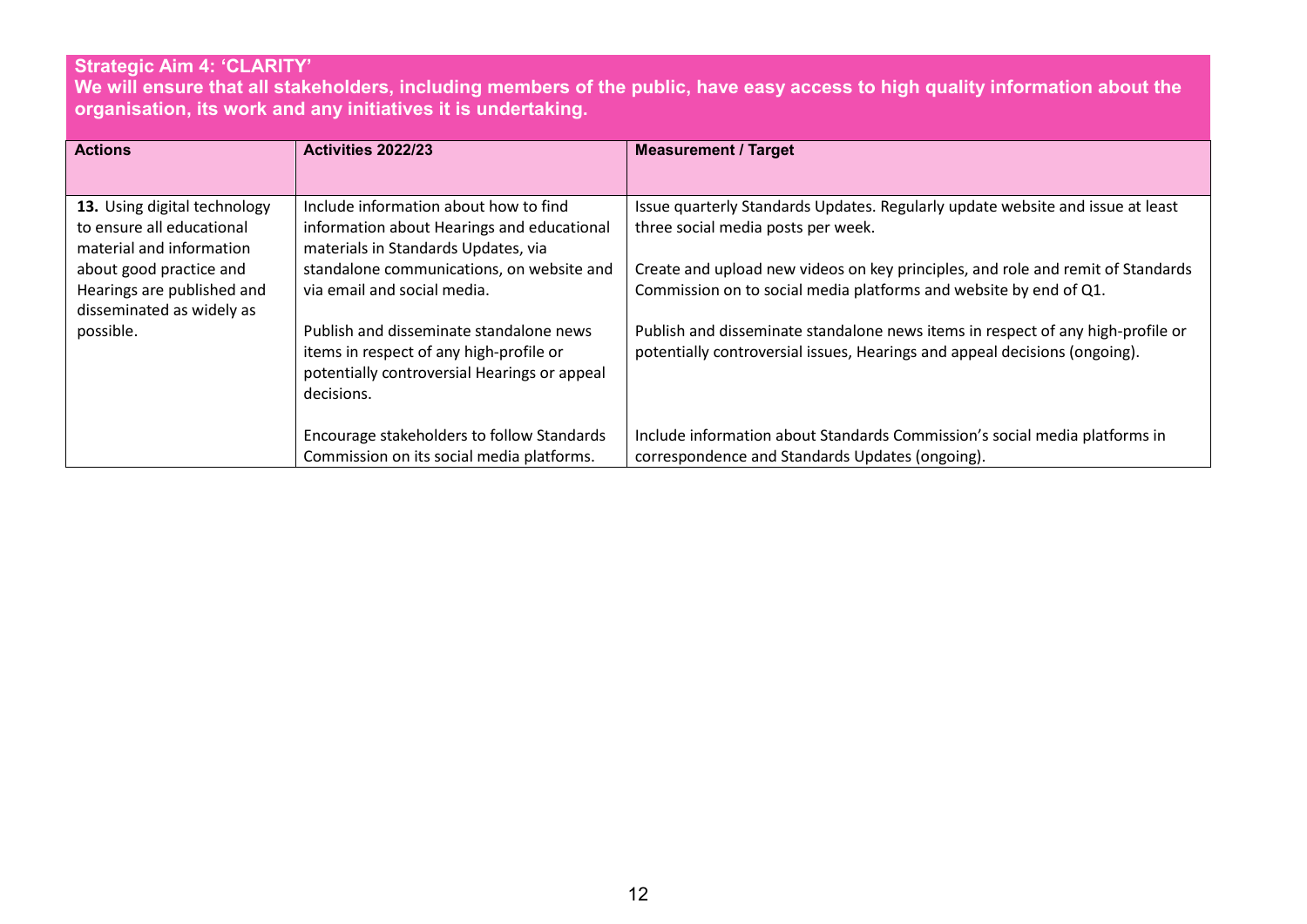**Strategic Aim 4: 'CLARITY'**
**We will ensure that all stakeholders, including members of the public, have easy access to high quality information about the organisation, its work and any initiatives it is undertaking.**

| Actions | Activities 2022/23 | Measurement / Target |
|---|---|---|
| **13.** Using digital technology to ensure all educational material and information about good practice and Hearings are published and disseminated as widely as possible. | Include information about how to find information about Hearings and educational materials in Standards Updates, via standalone communications, on website and via email and social media. | Issue quarterly Standards Updates. Regularly update website and issue at least three social media posts per week.<br><br>Create and upload new videos on key principles, and role and remit of Standards Commission on to social media platforms and website by end of Q1. |
| | Publish and disseminate standalone news items in respect of any high-profile or potentially controversial Hearings or appeal decisions. | Publish and disseminate standalone news items in respect of any high-profile or potentially controversial issues, Hearings and appeal decisions (ongoing). |
| | Encourage stakeholders to follow Standards Commission on its social media platforms. | Include information about Standards Commission's social media platforms in correspondence and Standards Updates (ongoing). |